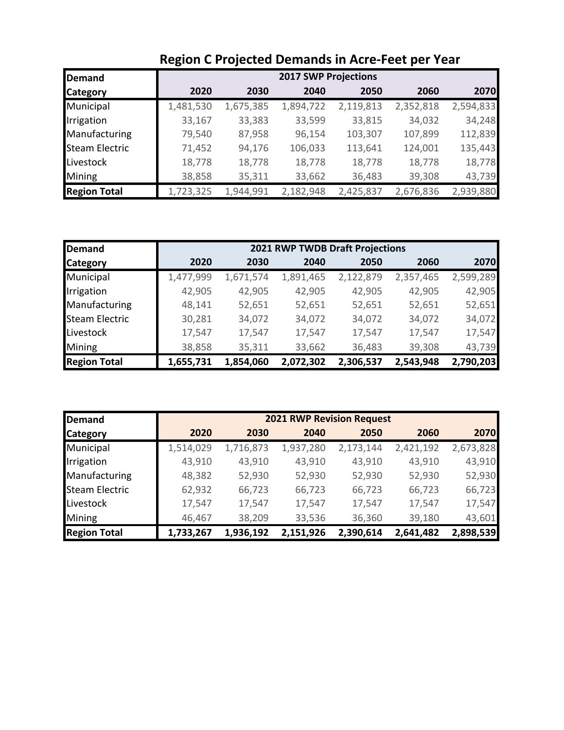# Region C Projected Demands in Acre-Feet per Year

| Demand Category | 2017 SWP Projections | | | | | |
|---|---|---|---|---|---|---|
| | **2020** | **2030** | **2040** | **2050** | **2060** | **2070** |
| Municipal | 1,481,530 | 1,675,385 | 1,894,722 | 2,119,813 | 2,352,818 | 2,594,833 |
| Irrigation | 33,167 | 33,383 | 33,599 | 33,815 | 34,032 | 34,248 |
| Manufacturing | 79,540 | 87,958 | 96,154 | 103,307 | 107,899 | 112,839 |
| Steam Electric | 71,452 | 94,176 | 106,033 | 113,641 | 124,001 | 135,443 |
| Livestock | 18,778 | 18,778 | 18,778 | 18,778 | 18,778 | 18,778 |
| Mining | 38,858 | 35,311 | 33,662 | 36,483 | 39,308 | 43,739 |
| **Region Total** | 1,723,325 | 1,944,991 | 2,182,948 | 2,425,837 | 2,676,836 | 2,939,880 |

| Demand Category | 2021 RWP TWDB Draft Projections | | | | | |
|---|---|---|---|---|---|---|
| | **2020** | **2030** | **2040** | **2050** | **2060** | **2070** |
| Municipal | 1,477,999 | 1,671,574 | 1,891,465 | 2,122,879 | 2,357,465 | 2,599,289 |
| Irrigation | 42,905 | 42,905 | 42,905 | 42,905 | 42,905 | 42,905 |
| Manufacturing | 48,141 | 52,651 | 52,651 | 52,651 | 52,651 | 52,651 |
| Steam Electric | 30,281 | 34,072 | 34,072 | 34,072 | 34,072 | 34,072 |
| Livestock | 17,547 | 17,547 | 17,547 | 17,547 | 17,547 | 17,547 |
| Mining | 38,858 | 35,311 | 33,662 | 36,483 | 39,308 | 43,739 |
| **Region Total** | **1,655,731** | **1,854,060** | **2,072,302** | **2,306,537** | **2,543,948** | **2,790,203** |

| Demand Category | 2021 RWP Revision Request | | | | | |
|---|---|---|---|---|---|---|
| | **2020** | **2030** | **2040** | **2050** | **2060** | **2070** |
| Municipal | 1,514,029 | 1,716,873 | 1,937,280 | 2,173,144 | 2,421,192 | 2,673,828 |
| Irrigation | 43,910 | 43,910 | 43,910 | 43,910 | 43,910 | 43,910 |
| Manufacturing | 48,382 | 52,930 | 52,930 | 52,930 | 52,930 | 52,930 |
| Steam Electric | 62,932 | 66,723 | 66,723 | 66,723 | 66,723 | 66,723 |
| Livestock | 17,547 | 17,547 | 17,547 | 17,547 | 17,547 | 17,547 |
| Mining | 46,467 | 38,209 | 33,536 | 36,360 | 39,180 | 43,601 |
| **Region Total** | **1,733,267** | **1,936,192** | **2,151,926** | **2,390,614** | **2,641,482** | **2,898,539** |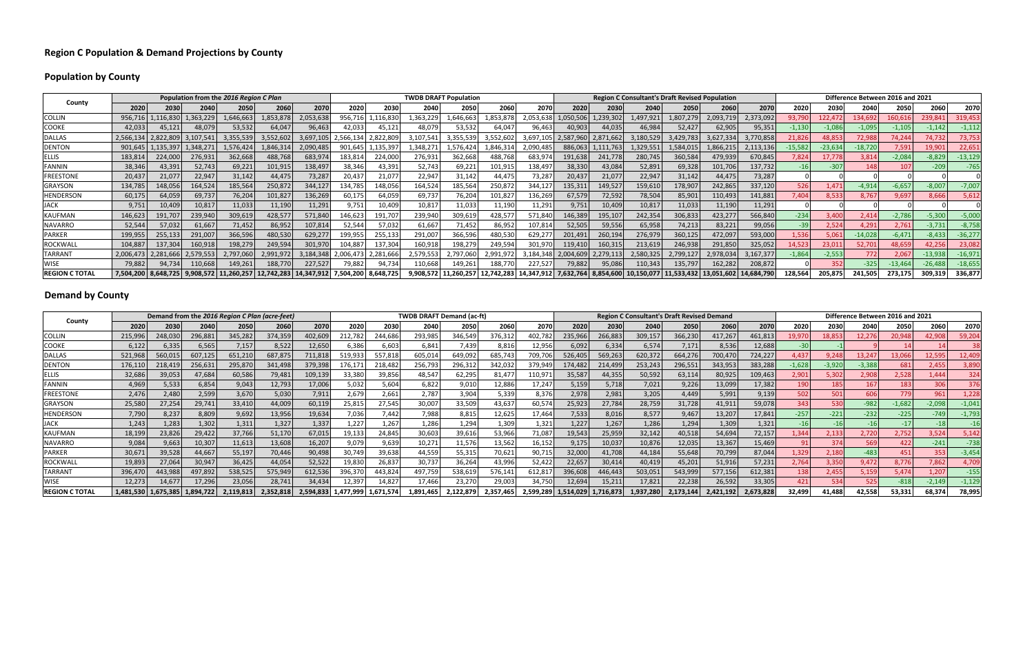## Region C Population & Demand Projections by County

### Population by County

| County | Population from the *2016 Region C Plan* | | | | | | TWDB DRAFT Population | | | | | | Region C Consultant's Draft Revised Population | | | | | | Difference Between 2016 and 2021 | | | | | |
|---|---|---|---|---|---|---|---|---|---|---|---|---|---|---|---|---|---|---|---|---|---|---|---|---|
| | 2020 | 2030 | 2040 | 2050 | 2060 | 2070 | 2020 | 2030 | 2040 | 2050 | 2060 | 2070 | 2020 | 2030 | 2040 | 2050 | 2060 | 2070 | 2020 | 2030 | 2040 | 2050 | 2060 | 2070 |
| COLLIN | 956,716 | 1,116,830 | 1,363,229 | 1,646,663 | 1,853,878 | 2,053,638 | 956,716 | 1,116,830 | 1,363,229 | 1,646,663 | 1,853,878 | 2,053,638 | 1,050,506 | 1,239,302 | 1,497,921 | 1,807,279 | 2,093,719 | 2,373,092 | 93,790 | 122,472 | 134,692 | 160,616 | 239,841 | 319,453 |
| COOKE | 42,033 | 45,121 | 48,079 | 53,532 | 64,047 | 96,463 | 42,033 | 45,121 | 48,079 | 53,532 | 64,047 | 96,463 | 40,903 | 44,035 | 46,984 | 52,427 | 62,905 | 95,351 | -1,130 | -1,086 | -1,095 | -1,105 | -1,142 | -1,112 |
| DALLAS | 2,566,134 | 2,822,809 | 3,107,541 | 3,355,539 | 3,552,602 | 3,697,105 | 2,566,134 | 2,822,809 | 3,107,541 | 3,355,539 | 3,552,602 | 3,697,105 | 2,587,960 | 2,871,662 | 3,180,529 | 3,429,783 | 3,627,334 | 3,770,858 | 21,826 | 48,853 | 72,988 | 74,244 | 74,732 | 73,753 |
| DENTON | 901,645 | 1,135,397 | 1,348,271 | 1,576,424 | 1,846,314 | 2,090,485 | 901,645 | 1,135,397 | 1,348,271 | 1,576,424 | 1,846,314 | 2,090,485 | 886,063 | 1,111,763 | 1,329,551 | 1,584,015 | 1,866,215 | 2,113,136 | -15,582 | -23,634 | -18,720 | 7,591 | 19,901 | 22,651 |
| ELLIS | 183,814 | 224,000 | 276,931 | 362,668 | 488,768 | 683,974 | 183,814 | 224,000 | 276,931 | 362,668 | 488,768 | 683,974 | 191,638 | 241,778 | 280,745 | 360,584 | 479,939 | 670,845 | 7,824 | 17,778 | 3,814 | -2,084 | -8,829 | -13,129 |
| FANNIN | 38,346 | 43,391 | 52,743 | 69,221 | 101,915 | 138,497 | 38,346 | 43,391 | 52,743 | 69,221 | 101,915 | 138,497 | 38,330 | 43,084 | 52,891 | 69,328 | 101,706 | 137,732 | -16 | -307 | 148 | 107 | -209 | -765 |
| FREESTONE | 20,437 | 21,077 | 22,947 | 31,142 | 44,475 | 73,287 | 20,437 | 21,077 | 22,947 | 31,142 | 44,475 | 73,287 | 20,437 | 21,077 | 22,947 | 31,142 | 44,475 | 73,287 | 0 | 0 | 0 | 0 | 0 | 0 |
| GRAYSON | 134,785 | 148,056 | 164,524 | 185,564 | 250,872 | 344,127 | 134,785 | 148,056 | 164,524 | 185,564 | 250,872 | 344,127 | 135,311 | 149,527 | 159,610 | 178,907 | 242,865 | 337,120 | 526 | 1,471 | -4,914 | -6,657 | -8,007 | -7,007 |
| HENDERSON | 60,175 | 64,059 | 69,737 | 76,204 | 101,827 | 136,269 | 60,175 | 64,059 | 69,737 | 76,204 | 101,827 | 136,269 | 67,579 | 72,592 | 78,504 | 85,901 | 110,493 | 141,881 | 7,404 | 8,533 | 8,767 | 9,697 | 8,666 | 5,612 |
| JACK | 9,751 | 10,409 | 10,817 | 11,033 | 11,190 | 11,291 | 9,751 | 10,409 | 10,817 | 11,033 | 11,190 | 11,291 | 9,751 | 10,409 | 10,817 | 11,033 | 11,190 | 11,291 | 0 | 0 | 0 | 0 | 0 | 0 |
| KAUFMAN | 146,623 | 191,707 | 239,940 | 309,619 | 428,577 | 571,840 | 146,623 | 191,707 | 239,940 | 309,619 | 428,577 | 571,840 | 146,389 | 195,107 | 242,354 | 306,833 | 423,277 | 566,840 | -234 | 3,400 | 2,414 | -2,786 | -5,300 | -5,000 |
| NAVARRO | 52,544 | 57,032 | 61,667 | 71,452 | 86,952 | 107,814 | 52,544 | 57,032 | 61,667 | 71,452 | 86,952 | 107,814 | 52,505 | 59,556 | 65,958 | 74,213 | 83,221 | 99,056 | -39 | 2,524 | 4,291 | 2,761 | -3,731 | -8,758 |
| PARKER | 199,955 | 255,133 | 291,007 | 366,596 | 480,530 | 629,277 | 199,955 | 255,133 | 291,007 | 366,596 | 480,530 | 629,277 | 201,491 | 260,194 | 276,979 | 360,125 | 472,097 | 593,000 | 1,536 | 5,061 | -14,028 | -6,471 | -8,433 | -36,277 |
| ROCKWALL | 104,887 | 137,304 | 160,918 | 198,279 | 249,594 | 301,970 | 104,887 | 137,304 | 160,918 | 198,279 | 249,594 | 301,970 | 119,410 | 160,315 | 213,619 | 246,938 | 291,850 | 325,052 | 14,523 | 23,011 | 52,701 | 48,659 | 42,256 | 23,082 |
| TARRANT | 2,006,473 | 2,281,666 | 2,579,553 | 2,797,060 | 2,991,972 | 3,184,348 | 2,006,473 | 2,281,666 | 2,579,553 | 2,797,060 | 2,991,972 | 3,184,348 | 2,004,609 | 2,279,113 | 2,580,325 | 2,799,127 | 2,978,034 | 3,167,377 | -1,864 | -2,553 | 772 | 2,067 | -13,938 | -16,971 |
| WISE | 79,882 | 94,734 | 110,668 | 149,261 | 188,770 | 227,527 | 79,882 | 94,734 | 110,668 | 149,261 | 188,770 | 227,527 | 79,882 | 95,086 | 110,343 | 135,797 | 162,282 | 208,872 | 0 | 352 | -325 | -13,464 | -26,488 | -18,655 |
| **REGION C TOTAL** | **7,504,200** | **8,648,725** | **9,908,572** | **11,260,257** | **12,742,283** | **14,347,912** | **7,504,200** | **8,648,725** | **9,908,572** | **11,260,257** | **12,742,283** | **14,347,912** | **7,632,764** | **8,854,600** | **10,150,077** | **11,533,432** | **13,051,602** | **14,684,790** | **128,564** | **205,875** | **241,505** | **273,175** | **309,319** | **336,877** |

### Demand by County

| County | Demand from the *2016 Region C Plan (acre-feet)* | | | | | | TWDB DRAFT Demand (ac-ft) | | | | | | Region C Consultant's Draft Revised Demand | | | | | | Difference Between 2016 and 2021 | | | | | |
|---|---|---|---|---|---|---|---|---|---|---|---|---|---|---|---|---|---|---|---|---|---|---|---|---|
| | 2020 | 2030 | 2040 | 2050 | 2060 | 2070 | 2020 | 2030 | 2040 | 2050 | 2060 | 2070 | 2020 | 2030 | 2040 | 2050 | 2060 | 2070 | 2020 | 2030 | 2040 | 2050 | 2060 | 2070 |
| COLLIN | 215,996 | 248,030 | 296,881 | 345,282 | 374,359 | 402,609 | 212,782 | 244,686 | 293,985 | 346,549 | 376,312 | 402,782 | 235,966 | 266,883 | 309,157 | 366,230 | 417,267 | 461,813 | 19,970 | 18,853 | 12,276 | 20,948 | 42,908 | 59,204 |
| COOKE | 6,122 | 6,335 | 6,565 | 7,157 | 8,522 | 12,650 | 6,386 | 6,603 | 6,841 | 7,439 | 8,816 | 12,956 | 6,092 | 6,334 | 6,574 | 7,171 | 8,536 | 12,688 | -30 | -1 | 9 | 14 | 14 | 38 |
| DALLAS | 521,968 | 560,015 | 607,125 | 651,210 | 687,875 | 711,818 | 519,933 | 557,818 | 605,014 | 649,092 | 685,743 | 709,706 | 526,405 | 569,263 | 620,372 | 664,276 | 700,470 | 724,227 | 4,437 | 9,248 | 13,247 | 13,066 | 12,595 | 12,409 |
| DENTON | 176,110 | 218,419 | 256,631 | 295,870 | 341,498 | 379,398 | 176,171 | 218,482 | 256,793 | 296,312 | 342,032 | 379,949 | 174,482 | 214,499 | 253,243 | 296,551 | 343,953 | 383,288 | -1,628 | -3,920 | -3,388 | 681 | 2,455 | 3,890 |
| ELLIS | 32,686 | 39,053 | 47,684 | 60,586 | 79,481 | 109,139 | 33,380 | 39,856 | 48,547 | 62,295 | 81,477 | 110,971 | 35,587 | 44,355 | 50,592 | 63,114 | 80,925 | 109,463 | 2,901 | 5,302 | 2,908 | 2,528 | 1,444 | 324 |
| FANNIN | 4,969 | 5,533 | 6,854 | 9,043 | 12,793 | 17,006 | 5,032 | 5,604 | 6,822 | 9,010 | 12,886 | 17,247 | 5,159 | 5,718 | 7,021 | 9,226 | 13,099 | 17,382 | 190 | 185 | 167 | 183 | 306 | 376 |
| FREESTONE | 2,476 | 2,480 | 2,599 | 3,670 | 5,030 | 7,911 | 2,679 | 2,661 | 2,787 | 3,904 | 5,339 | 8,376 | 2,978 | 2,981 | 3,205 | 4,449 | 5,991 | 9,139 | 502 | 501 | 606 | 779 | 961 | 1,228 |
| GRAYSON | 25,580 | 27,254 | 29,741 | 33,410 | 44,009 | 60,119 | 25,815 | 27,545 | 30,007 | 33,509 | 43,637 | 60,574 | 25,923 | 27,784 | 28,759 | 31,728 | 41,911 | 59,078 | 343 | 530 | -982 | -1,682 | -2,098 | -1,041 |
| HENDERSON | 7,790 | 8,237 | 8,809 | 9,692 | 13,956 | 19,634 | 7,036 | 7,442 | 7,988 | 8,815 | 12,625 | 17,464 | 7,533 | 8,016 | 8,577 | 9,467 | 13,207 | 17,841 | -257 | -221 | -232 | -225 | -749 | -1,793 |
| JACK | 1,243 | 1,283 | 1,302 | 1,311 | 1,327 | 1,337 | 1,227 | 1,267 | 1,286 | 1,294 | 1,309 | 1,321 | 1,227 | 1,267 | 1,286 | 1,294 | 1,309 | 1,321 | -16 | -16 | -16 | -17 | -18 | -16 |
| KAUFMAN | 18,199 | 23,826 | 29,422 | 37,766 | 51,170 | 67,015 | 19,133 | 24,845 | 30,603 | 39,616 | 53,966 | 71,087 | 19,543 | 25,959 | 32,142 | 40,518 | 54,694 | 72,157 | 1,344 | 2,133 | 2,720 | 2,752 | 3,524 | 5,142 |
| NAVARRO | 9,084 | 9,663 | 10,307 | 11,613 | 13,608 | 16,207 | 9,079 | 9,639 | 10,271 | 11,576 | 13,562 | 16,152 | 9,175 | 10,037 | 10,876 | 12,035 | 13,367 | 15,469 | 91 | 374 | 569 | 422 | -241 | -738 |
| PARKER | 30,671 | 39,528 | 44,667 | 55,197 | 70,446 | 90,498 | 30,749 | 39,638 | 44,559 | 55,315 | 70,621 | 90,715 | 32,000 | 41,708 | 44,184 | 55,648 | 70,799 | 87,044 | 1,329 | 2,180 | -483 | 451 | 353 | -3,454 |
| ROCKWALL | 19,893 | 27,064 | 30,947 | 36,425 | 44,054 | 52,522 | 19,830 | 26,837 | 30,737 | 36,264 | 43,996 | 52,422 | 22,657 | 30,414 | 40,419 | 45,201 | 51,916 | 57,231 | 2,764 | 3,350 | 9,472 | 8,776 | 7,862 | 4,709 |
| TARRANT | 396,470 | 443,988 | 497,892 | 538,525 | 575,949 | 612,536 | 396,370 | 443,824 | 497,759 | 538,619 | 576,141 | 612,817 | 396,608 | 446,443 | 503,051 | 543,999 | 577,156 | 612,381 | 138 | 2,455 | 5,159 | 5,474 | 1,207 | -155 |
| WISE | 12,273 | 14,677 | 17,296 | 23,056 | 28,741 | 34,434 | 12,397 | 14,827 | 17,466 | 23,270 | 29,003 | 34,750 | 12,694 | 15,211 | 17,821 | 22,238 | 26,592 | 33,305 | 421 | 534 | 525 | -818 | -2,149 | -1,129 |
| **REGION C TOTAL** | **1,481,530** | **1,675,385** | **1,894,722** | **2,119,813** | **2,352,818** | **2,594,833** | **1,477,999** | **1,671,574** | **1,891,465** | **2,122,879** | **2,357,465** | **2,599,289** | **1,514,029** | **1,716,873** | **1,937,280** | **2,173,144** | **2,421,192** | **2,673,828** | **32,499** | **41,488** | **42,558** | **53,331** | **68,374** | **78,995** |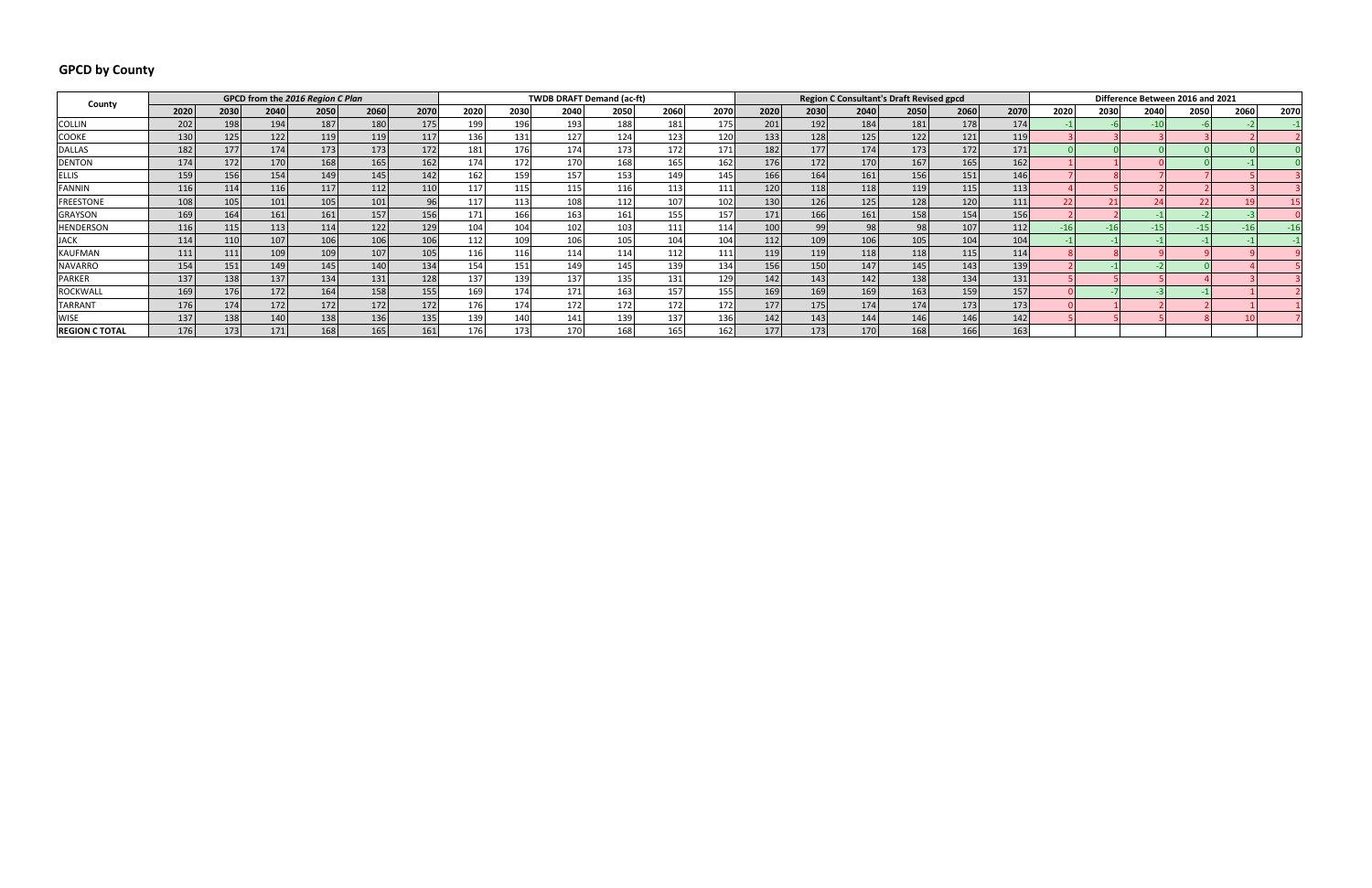## GPCD by County

| County | GPCD from the *2016 Region C Plan* | | | | | | TWDB DRAFT Demand (ac-ft) | | | | | | Region C Consultant's Draft Revised gpcd | | | | | | Difference Between 2016 and 2021 | | | | | |
|---|---|---|---|---|---|---|---|---|---|---|---|---|---|---|---|---|---|---|---|---|---|---|---|---|
| | 2020 | 2030 | 2040 | 2050 | 2060 | 2070 | 2020 | 2030 | 2040 | 2050 | 2060 | 2070 | 2020 | 2030 | 2040 | 2050 | 2060 | 2070 | 2020 | 2030 | 2040 | 2050 | 2060 | 2070 |
| COLLIN | 202 | 198 | 194 | 187 | 180 | 175 | 199 | 196 | 193 | 188 | 181 | 175 | 201 | 192 | 184 | 181 | 178 | 174 | -1 | -6 | -10 | -6 | -2 | -1 |
| COOKE | 130 | 125 | 122 | 119 | 119 | 117 | 136 | 131 | 127 | 124 | 123 | 120 | 133 | 128 | 125 | 122 | 121 | 119 | 3 | 3 | 3 | 3 | 2 | 2 |
| DALLAS | 182 | 177 | 174 | 173 | 173 | 172 | 181 | 176 | 174 | 173 | 172 | 171 | 182 | 177 | 174 | 173 | 172 | 171 | 0 | 0 | 0 | 0 | 0 | 0 |
| DENTON | 174 | 172 | 170 | 168 | 165 | 162 | 174 | 172 | 170 | 168 | 165 | 162 | 176 | 172 | 170 | 167 | 165 | 162 | 1 | 1 | 0 | 0 | -1 | 0 |
| ELLIS | 159 | 156 | 154 | 149 | 145 | 142 | 162 | 159 | 157 | 153 | 149 | 145 | 166 | 164 | 161 | 156 | 151 | 146 | 7 | 8 | 7 | 7 | 5 | 3 |
| FANNIN | 116 | 114 | 116 | 117 | 112 | 110 | 117 | 115 | 115 | 116 | 113 | 111 | 120 | 118 | 118 | 119 | 115 | 113 | 4 | 5 | 2 | 2 | 3 | 3 |
| FREESTONE | 108 | 105 | 101 | 105 | 101 | 96 | 117 | 113 | 108 | 112 | 107 | 102 | 130 | 126 | 125 | 128 | 120 | 111 | 22 | 21 | 24 | 22 | 19 | 15 |
| GRAYSON | 169 | 164 | 161 | 161 | 157 | 156 | 171 | 166 | 163 | 161 | 155 | 157 | 171 | 166 | 161 | 158 | 154 | 156 | 2 | 2 | -1 | -2 | -3 | 0 |
| HENDERSON | 116 | 115 | 113 | 114 | 122 | 129 | 104 | 104 | 102 | 103 | 111 | 114 | 100 | 99 | 98 | 98 | 107 | 112 | -16 | -16 | -15 | -15 | -16 | -16 |
| JACK | 114 | 110 | 107 | 106 | 106 | 106 | 112 | 109 | 106 | 105 | 104 | 104 | 112 | 109 | 106 | 105 | 104 | 104 | -1 | -1 | -1 | -1 | -1 | -1 |
| KAUFMAN | 111 | 111 | 109 | 109 | 107 | 105 | 116 | 116 | 114 | 114 | 112 | 111 | 119 | 119 | 118 | 118 | 115 | 114 | 8 | 8 | 9 | 9 | 9 | 9 |
| NAVARRO | 154 | 151 | 149 | 145 | 140 | 134 | 154 | 151 | 149 | 145 | 139 | 134 | 156 | 150 | 147 | 145 | 143 | 139 | 2 | -1 | -2 | 0 | 4 | 5 |
| PARKER | 137 | 138 | 137 | 134 | 131 | 128 | 137 | 139 | 137 | 135 | 131 | 129 | 142 | 143 | 142 | 138 | 134 | 131 | 5 | 5 | 5 | 4 | 3 | 3 |
| ROCKWALL | 169 | 176 | 172 | 164 | 158 | 155 | 169 | 174 | 171 | 163 | 157 | 155 | 169 | 169 | 169 | 163 | 159 | 157 | 0 | -7 | -3 | -1 | 1 | 2 |
| TARRANT | 176 | 174 | 172 | 172 | 172 | 172 | 176 | 174 | 172 | 172 | 172 | 172 | 177 | 175 | 174 | 174 | 173 | 173 | 0 | 1 | 2 | 2 | 1 | 1 |
| WISE | 137 | 138 | 140 | 138 | 136 | 135 | 139 | 140 | 141 | 139 | 137 | 136 | 142 | 143 | 144 | 146 | 146 | 142 | 5 | 5 | 5 | 8 | 10 | 7 |
| **REGION C TOTAL** | 176 | 173 | 171 | 168 | 165 | 161 | 176 | 173 | 170 | 168 | 165 | 162 | 177 | 173 | 170 | 168 | 166 | 163 | | | | | | |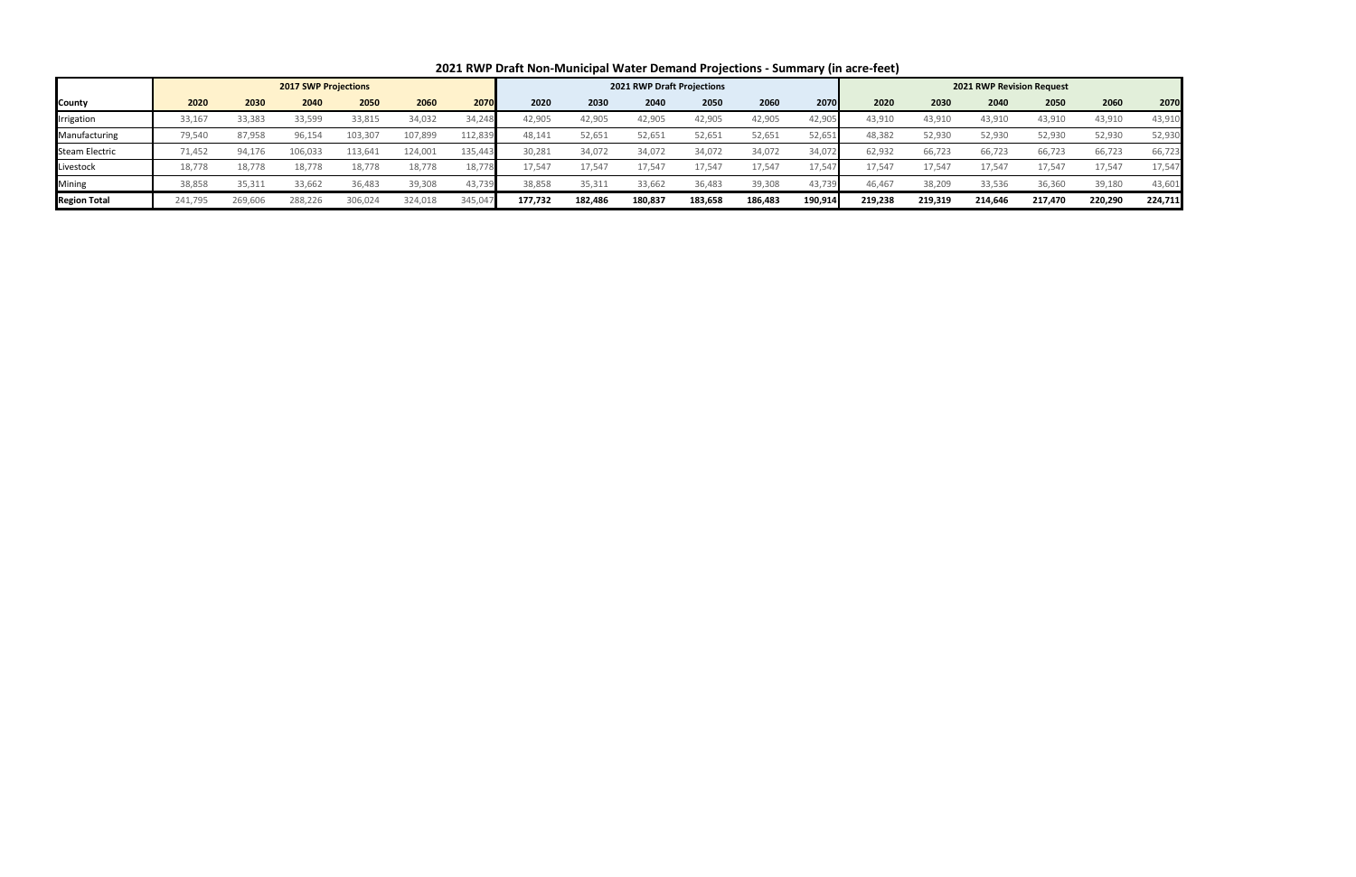# 2021 RWP Draft Non-Municipal Water Demand Projections - Summary (in acre-feet)

| | 2017 SWP Projections | | | | | | 2021 RWP Draft Projections | | | | | | 2021 RWP Revision Request | | | | | |
|---|---|---|---|---|---|---|---|---|---|---|---|---|---|---|---|---|---|---|
| **County** | **2020** | **2030** | **2040** | **2050** | **2060** | **2070** | **2020** | **2030** | **2040** | **2050** | **2060** | **2070** | **2020** | **2030** | **2040** | **2050** | **2060** | **2070** |
| Irrigation | 33,167 | 33,383 | 33,599 | 33,815 | 34,032 | 34,248 | 42,905 | 42,905 | 42,905 | 42,905 | 42,905 | 42,905 | 43,910 | 43,910 | 43,910 | 43,910 | 43,910 | 43,910 |
| Manufacturing | 79,540 | 87,958 | 96,154 | 103,307 | 107,899 | 112,839 | 48,141 | 52,651 | 52,651 | 52,651 | 52,651 | 52,651 | 48,382 | 52,930 | 52,930 | 52,930 | 52,930 | 52,930 |
| Steam Electric | 71,452 | 94,176 | 106,033 | 113,641 | 124,001 | 135,443 | 30,281 | 34,072 | 34,072 | 34,072 | 34,072 | 34,072 | 62,932 | 66,723 | 66,723 | 66,723 | 66,723 | 66,723 |
| Livestock | 18,778 | 18,778 | 18,778 | 18,778 | 18,778 | 18,778 | 17,547 | 17,547 | 17,547 | 17,547 | 17,547 | 17,547 | 17,547 | 17,547 | 17,547 | 17,547 | 17,547 | 17,547 |
| Mining | 38,858 | 35,311 | 33,662 | 36,483 | 39,308 | 43,739 | 38,858 | 35,311 | 33,662 | 36,483 | 39,308 | 43,739 | 46,467 | 38,209 | 33,536 | 36,360 | 39,180 | 43,601 |
| **Region Total** | 241,795 | 269,606 | 288,226 | 306,024 | 324,018 | 345,047 | **177,732** | **182,486** | **180,837** | **183,658** | **186,483** | **190,914** | **219,238** | **219,319** | **214,646** | **217,470** | **220,290** | **224,711** |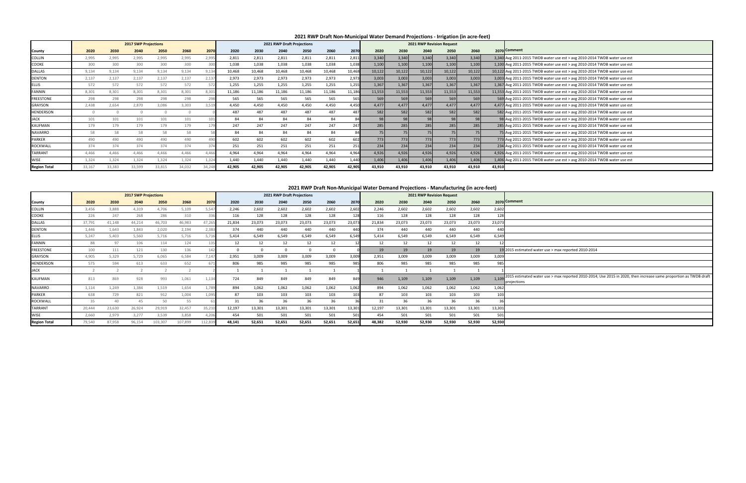## 2021 RWP Draft Non-Municipal Water Demand Projections - Irrigation (in acre-feet)

| | 2017 SWP Projections | | | | | | 2021 RWP Draft Projections | | | | | | 2021 RWP Revision Request | | | | | | |
|---|---|---|---|---|---|---|---|---|---|---|---|---|---|---|---|---|---|---|---|
| County | 2020 | 2030 | 2040 | 2050 | 2060 | 2070 | 2020 | 2030 | 2040 | 2050 | 2060 | 2070 | 2020 | 2030 | 2040 | 2050 | 2060 | 2070 | Comment |
| COLLIN | 2,995 | 2,995 | 2,995 | 2,995 | 2,995 | 2,995 | 2,811 | 2,811 | 2,811 | 2,811 | 2,811 | 2,811 | 3,340 | 3,340 | 3,340 | 3,340 | 3,340 | 3,340 | Avg 2011-2015 TWDB water use est > avg 2010-2014 TWDB water use est |
| COOKE | 300 | 300 | 300 | 300 | 300 | 300 | 1,038 | 1,038 | 1,038 | 1,038 | 1,038 | 1,038 | 1,100 | 1,100 | 1,100 | 1,100 | 1,100 | 1,100 | Avg 2011-2015 TWDB water use est > avg 2010-2014 TWDB water use est |
| DALLAS | 9,134 | 9,134 | 9,134 | 9,134 | 9,134 | 9,134 | 10,468 | 10,468 | 10,468 | 10,468 | 10,468 | 10,468 | 10,122 | 10,122 | 10,122 | 10,122 | 10,122 | 10,122 | Avg 2011-2015 TWDB water use est > avg 2010-2014 TWDB water use est |
| DENTON | 2,137 | 2,137 | 2,137 | 2,137 | 2,137 | 2,137 | 2,973 | 2,973 | 2,973 | 2,973 | 2,973 | 2,973 | 3,003 | 3,003 | 3,003 | 3,003 | 3,003 | 3,003 | Avg 2011-2015 TWDB water use est > avg 2010-2014 TWDB water use est |
| ELLIS | 572 | 572 | 572 | 572 | 572 | 572 | 1,255 | 1,255 | 1,255 | 1,255 | 1,255 | 1,255 | 1,367 | 1,367 | 1,367 | 1,367 | 1,367 | 1,367 | Avg 2011-2015 TWDB water use est > avg 2010-2014 TWDB water use est |
| FANNIN | 8,301 | 8,301 | 8,301 | 8,301 | 8,301 | 8,301 | 11,186 | 11,186 | 11,186 | 11,186 | 11,186 | 11,186 | 11,553 | 11,553 | 11,553 | 11,553 | 11,553 | 11,553 | Avg 2011-2015 TWDB water use est > avg 2010-2014 TWDB water use est |
| FREESTONE | 298 | 298 | 298 | 298 | 298 | 298 | 565 | 565 | 565 | 565 | 565 | 565 | 569 | 569 | 569 | 569 | 569 | 569 | Avg 2011-2015 TWDB water use est > avg 2010-2014 TWDB water use est |
| GRAYSON | 2,438 | 2,654 | 2,870 | 3,086 | 3,303 | 3,519 | 4,450 | 4,450 | 4,450 | 4,450 | 4,450 | 4,450 | 4,477 | 4,477 | 4,477 | 4,477 | 4,477 | 4,477 | Avg 2011-2015 TWDB water use est > avg 2010-2014 TWDB water use est |
| HENDERSON | 0 | 0 | 0 | 0 | 0 | 0 | 487 | 487 | 487 | 487 | 487 | 487 | 582 | 582 | 582 | 582 | 582 | 582 | Avg 2011-2015 TWDB water use est > avg 2010-2014 TWDB water use est |
| JACK | 101 | 101 | 101 | 101 | 101 | 101 | 84 | 84 | 84 | 84 | 84 | 84 | 98 | 98 | 98 | 98 | 98 | 98 | Avg 2011-2015 TWDB water use est > avg 2010-2014 TWDB water use est |
| KAUFMAN | 179 | 179 | 179 | 179 | 179 | 179 | 247 | 247 | 247 | 247 | 247 | 247 | 285 | 285 | 285 | 285 | 285 | 285 | Avg 2011-2015 TWDB water use est > avg 2010-2014 TWDB water use est |
| NAVARRO | 58 | 58 | 58 | 58 | 58 | 58 | 84 | 84 | 84 | 84 | 84 | 84 | 75 | 75 | 75 | 75 | 75 | 75 | Avg 2011-2015 TWDB water use est > avg 2010-2014 TWDB water use est |
| PARKER | 490 | 490 | 490 | 490 | 490 | 490 | 602 | 602 | 602 | 602 | 602 | 602 | 773 | 773 | 773 | 773 | 773 | 773 | Avg 2011-2015 TWDB water use est > avg 2010-2014 TWDB water use est |
| ROCKWALL | 374 | 374 | 374 | 374 | 374 | 374 | 251 | 251 | 251 | 251 | 251 | 251 | 234 | 234 | 234 | 234 | 234 | 234 | Avg 2011-2015 TWDB water use est > avg 2010-2014 TWDB water use est |
| TARRANT | 4,466 | 4,466 | 4,466 | 4,466 | 4,466 | 4,466 | 4,964 | 4,964 | 4,964 | 4,964 | 4,964 | 4,964 | 4,926 | 4,926 | 4,926 | 4,926 | 4,926 | 4,926 | Avg 2011-2015 TWDB water use est > avg 2010-2014 TWDB water use est |
| WISE | 1,324 | 1,324 | 1,324 | 1,324 | 1,324 | 1,324 | 1,440 | 1,440 | 1,440 | 1,440 | 1,440 | 1,440 | 1,406 | 1,406 | 1,406 | 1,406 | 1,406 | 1,406 | Avg 2011-2015 TWDB water use est > avg 2010-2014 TWDB water use est |
| **Region Total** | 33,167 | 33,383 | 33,599 | 33,815 | 34,032 | 34,248 | **42,905** | **42,905** | **42,905** | **42,905** | **42,905** | **42,905** | **43,910** | **43,910** | **43,910** | **43,910** | **43,910** | **43,910** | |

## 2021 RWP Draft Non-Municipal Water Demand Projections - Manufacturing (in acre-feet)

| | 2017 SWP Projections | | | | | | 2021 RWP Draft Projections | | | | | | 2021 RWP Revision Request | | | | | | |
|---|---|---|---|---|---|---|---|---|---|---|---|---|---|---|---|---|---|---|---|
| County | 2020 | 2030 | 2040 | 2050 | 2060 | 2070 | 2020 | 2030 | 2040 | 2050 | 2060 | 2070 | 2020 | 2030 | 2040 | 2050 | 2060 | 2070 | Comment |
| COLLIN | 3,456 | 3,888 | 4,319 | 4,706 | 5,109 | 5,547 | 2,246 | 2,602 | 2,602 | 2,602 | 2,602 | 2,602 | 2,246 | 2,602 | 2,602 | 2,602 | 2,602 | 2,602 | |
| COOKE | 226 | 247 | 268 | 286 | 310 | 336 | 116 | 128 | 128 | 128 | 128 | 128 | 116 | 128 | 128 | 128 | 128 | 128 | |
| DALLAS | 37,791 | 41,148 | 44,214 | 46,703 | 46,983 | 47,265 | 21,834 | 23,073 | 23,073 | 23,073 | 23,073 | 23,073 | 21,834 | 23,073 | 23,073 | 23,073 | 23,073 | 23,073 | |
| DENTON | 1,446 | 1,643 | 1,843 | 2,020 | 2,194 | 2,383 | 374 | 440 | 440 | 440 | 440 | 440 | 374 | 440 | 440 | 440 | 440 | 440 | |
| ELLIS | 5,247 | 5,403 | 5,560 | 5,716 | 5,716 | 5,716 | 5,414 | 6,549 | 6,549 | 6,549 | 6,549 | 6,549 | 5,414 | 6,549 | 6,549 | 6,549 | 6,549 | 6,549 | |
| FANNIN | 88 | 97 | 106 | 114 | 124 | 135 | 12 | 12 | 12 | 12 | 12 | 12 | 12 | 12 | 12 | 12 | 12 | 12 | |
| FREESTONE | 100 | 111 | 121 | 130 | 136 | 142 | 0 | 0 | 0 | 0 | 0 | 0 | 19 | 19 | 19 | 19 | 19 | 19 | 2015 estimated water use > max reported 2010-2014 |
| GRAYSON | 4,905 | 5,329 | 5,729 | 6,065 | 6,584 | 7,147 | 2,951 | 3,009 | 3,009 | 3,009 | 3,009 | 3,009 | 2,951 | 3,009 | 3,009 | 3,009 | 3,009 | 3,009 | |
| HENDERSON | 575 | 594 | 613 | 633 | 652 | 671 | 806 | 985 | 985 | 985 | 985 | 985 | 806 | 985 | 985 | 985 | 985 | 985 | |
| JACK | 2 | 2 | 2 | 2 | 2 | 2 | 1 | 1 | 1 | 1 | 1 | 1 | 1 | 1 | 1 | 1 | 1 | 1 | |
| KAUFMAN | 813 | 869 | 928 | 993 | 1,061 | 1,134 | 724 | 849 | 849 | 849 | 849 | 849 | 946 | 1,109 | 1,109 | 1,109 | 1,109 | 1,109 | 2015 estimated water use > max reported 2010-2014; Use 2015 in 2020, then increase same proportion as TWDB draft projections |
| NAVARRO | 1,114 | 1,249 | 1,384 | 1,519 | 1,654 | 1,789 | 894 | 1,062 | 1,062 | 1,062 | 1,062 | 1,062 | 894 | 1,062 | 1,062 | 1,062 | 1,062 | 1,062 | |
| PARKER | 638 | 729 | 821 | 912 | 1,004 | 1,095 | 87 | 103 | 103 | 103 | 103 | 103 | 87 | 103 | 103 | 103 | 103 | 103 | |
| ROCKWALL | 35 | 40 | 45 | 50 | 55 | 61 | 31 | 36 | 36 | 36 | 36 | 36 | 31 | 36 | 36 | 36 | 36 | 36 | |
| TARRANT | 20,444 | 23,630 | 26,924 | 29,919 | 32,457 | 35,210 | 12,197 | 13,301 | 13,301 | 13,301 | 13,301 | 13,301 | 12,197 | 13,301 | 13,301 | 13,301 | 13,301 | 13,301 | |
| WISE | 2,660 | 2,979 | 3,277 | 3,539 | 3,858 | 4,206 | 454 | 501 | 501 | 501 | 501 | 501 | 454 | 501 | 501 | 501 | 501 | 501 | |
| **Region Total** | 79,540 | 87,958 | 96,154 | 103,307 | 107,899 | 112,839 | **48,141** | **52,651** | **52,651** | **52,651** | **52,651** | **52,651** | **48,382** | **52,930** | **52,930** | **52,930** | **52,930** | **52,930** | |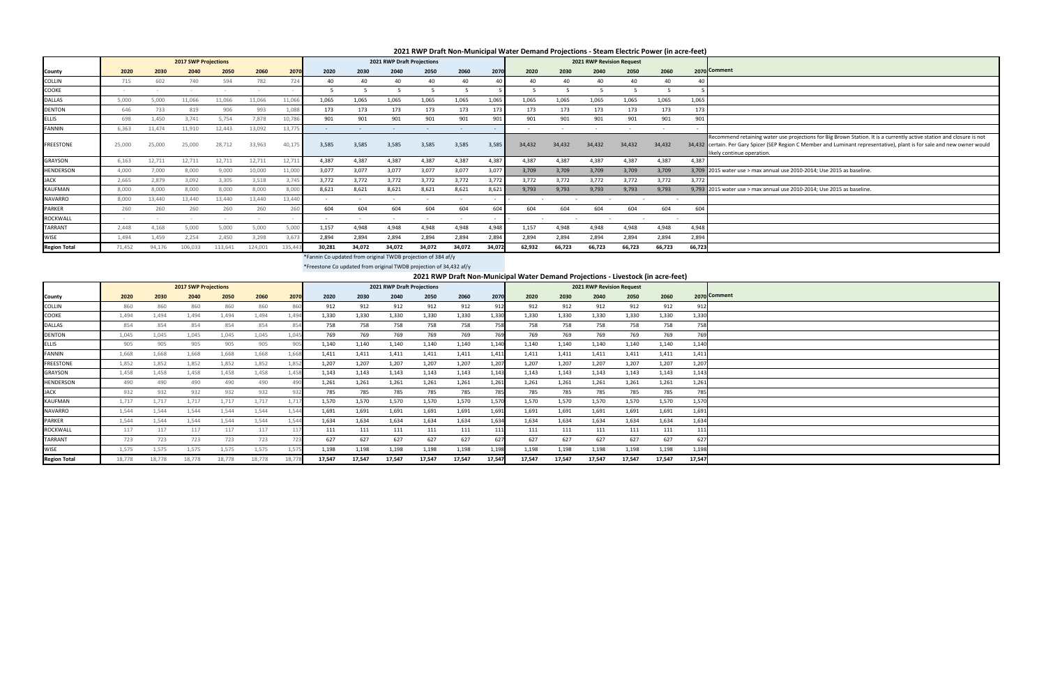## 2021 RWP Draft Non-Municipal Water Demand Projections - Steam Electric Power (in acre-feet)

| County | 2017 SWP Projections | | | | | | 2021 RWP Draft Projections | | | | | | 2021 RWP Revision Request | | | | | | Comment |
|---|---|---|---|---|---|---|---|---|---|---|---|---|---|---|---|---|---|---|---|
| | 2020 | 2030 | 2040 | 2050 | 2060 | 2070 | 2020 | 2030 | 2040 | 2050 | 2060 | 2070 | 2020 | 2030 | 2040 | 2050 | 2060 | 2070 | |
| COLLIN | 715 | 602 | 740 | 594 | 782 | 724 | 40 | 40 | 40 | 40 | 40 | 40 | 40 | 40 | 40 | 40 | 40 | 40 | |
| COOKE | - | - | - | - | - | - | 5 | 5 | 5 | 5 | 5 | 5 | 5 | 5 | 5 | 5 | 5 | 5 | |
| DALLAS | 5,000 | 5,000 | 11,066 | 11,066 | 11,066 | 11,066 | 1,065 | 1,065 | 1,065 | 1,065 | 1,065 | 1,065 | 1,065 | 1,065 | 1,065 | 1,065 | 1,065 | 1,065 | |
| DENTON | 646 | 733 | 819 | 906 | 993 | 1,088 | 173 | 173 | 173 | 173 | 173 | 173 | 173 | 173 | 173 | 173 | 173 | 173 | |
| ELLIS | 698 | 1,450 | 3,741 | 5,754 | 7,878 | 10,786 | 901 | 901 | 901 | 901 | 901 | 901 | 901 | 901 | 901 | 901 | 901 | 901 | |
| FANNIN | 6,363 | 11,474 | 11,910 | 12,443 | 13,092 | 13,775 | - | - | - | - | - | - | - | - | - | - | - | - | |
| FREESTONE | 25,000 | 25,000 | 25,000 | 28,712 | 33,963 | 40,175 | 3,585 | 3,585 | 3,585 | 3,585 | 3,585 | 3,585 | 34,432 | 34,432 | 34,432 | 34,432 | 34,432 | 34,432 | Recommend retaining water use projections for Big Brown Station. It is a currently active station and closure is not certain. Per Gary Spicer (SEP Region C Member and Luminant representative), plant is for sale and new owner would likely continue operation. |
| GRAYSON | 6,163 | 12,711 | 12,711 | 12,711 | 12,711 | 12,711 | 4,387 | 4,387 | 4,387 | 4,387 | 4,387 | 4,387 | 4,387 | 4,387 | 4,387 | 4,387 | 4,387 | 4,387 | |
| HENDERSON | 4,000 | 7,000 | 8,000 | 9,000 | 10,000 | 11,000 | 3,077 | 3,077 | 3,077 | 3,077 | 3,077 | 3,077 | 3,709 | 3,709 | 3,709 | 3,709 | 3,709 | 3,709 | 2015 water use > max annual use 2010-2014; Use 2015 as baseline. |
| JACK | 2,665 | 2,879 | 3,092 | 3,305 | 3,518 | 3,745 | 3,772 | 3,772 | 3,772 | 3,772 | 3,772 | 3,772 | 3,772 | 3,772 | 3,772 | 3,772 | 3,772 | 3,772 | |
| KAUFMAN | 8,000 | 8,000 | 8,000 | 8,000 | 8,000 | 8,000 | 8,621 | 8,621 | 8,621 | 8,621 | 8,621 | 8,621 | 9,793 | 9,793 | 9,793 | 9,793 | 9,793 | 9,793 | 2015 water use > max annual use 2010-2014; Use 2015 as baseline. |
| NAVARRO | 8,000 | 13,440 | 13,440 | 13,440 | 13,440 | 13,440 | - | - | - | - | - | - | - | - | - | - | - | - | |
| PARKER | 260 | 260 | 260 | 260 | 260 | 260 | 604 | 604 | 604 | 604 | 604 | 604 | 604 | 604 | 604 | 604 | 604 | 604 | |
| ROCKWALL | - | - | - | - | - | - | - | - | - | - | - | - | - | - | - | - | - | - | |
| TARRANT | 2,448 | 4,168 | 5,000 | 5,000 | 5,000 | 5,000 | 1,157 | 4,948 | 4,948 | 4,948 | 4,948 | 4,948 | 1,157 | 4,948 | 4,948 | 4,948 | 4,948 | 4,948 | |
| WISE | 1,494 | 1,459 | 2,254 | 2,450 | 3,298 | 3,673 | 2,894 | 2,894 | 2,894 | 2,894 | 2,894 | 2,894 | 2,894 | 2,894 | 2,894 | 2,894 | 2,894 | 2,894 | |
| **Region Total** | 71,452 | 94,176 | 106,033 | 113,641 | 124,001 | 135,443 | **30,281** | **34,072** | **34,072** | **34,072** | **34,072** | **34,072** | **62,932** | **66,723** | **66,723** | **66,723** | **66,723** | **66,723** | |

*Fannin Co updated from original TWDB projection of 384 af/y

*Freestone Co updated from original TWDB projection of 34,432 af/y

## 2021 RWP Draft Non-Municipal Water Demand Projections - Livestock (in acre-feet)

| County | 2017 SWP Projections | | | | | | 2021 RWP Draft Projections | | | | | | 2021 RWP Revision Request | | | | | | Comment |
|---|---|---|---|---|---|---|---|---|---|---|---|---|---|---|---|---|---|---|---|
| | 2020 | 2030 | 2040 | 2050 | 2060 | 2070 | 2020 | 2030 | 2040 | 2050 | 2060 | 2070 | 2020 | 2030 | 2040 | 2050 | 2060 | 2070 | |
| COLLIN | 860 | 860 | 860 | 860 | 860 | 860 | 912 | 912 | 912 | 912 | 912 | 912 | 912 | 912 | 912 | 912 | 912 | 912 | |
| COOKE | 1,494 | 1,494 | 1,494 | 1,494 | 1,494 | 1,494 | 1,330 | 1,330 | 1,330 | 1,330 | 1,330 | 1,330 | 1,330 | 1,330 | 1,330 | 1,330 | 1,330 | 1,330 | |
| DALLAS | 854 | 854 | 854 | 854 | 854 | 854 | 758 | 758 | 758 | 758 | 758 | 758 | 758 | 758 | 758 | 758 | 758 | 758 | |
| DENTON | 1,045 | 1,045 | 1,045 | 1,045 | 1,045 | 1,045 | 769 | 769 | 769 | 769 | 769 | 769 | 769 | 769 | 769 | 769 | 769 | 769 | |
| ELLIS | 905 | 905 | 905 | 905 | 905 | 905 | 1,140 | 1,140 | 1,140 | 1,140 | 1,140 | 1,140 | 1,140 | 1,140 | 1,140 | 1,140 | 1,140 | 1,140 | |
| FANNIN | 1,668 | 1,668 | 1,668 | 1,668 | 1,668 | 1,668 | 1,411 | 1,411 | 1,411 | 1,411 | 1,411 | 1,411 | 1,411 | 1,411 | 1,411 | 1,411 | 1,411 | 1,411 | |
| FREESTONE | 1,852 | 1,852 | 1,852 | 1,852 | 1,852 | 1,852 | 1,207 | 1,207 | 1,207 | 1,207 | 1,207 | 1,207 | 1,207 | 1,207 | 1,207 | 1,207 | 1,207 | 1,207 | |
| GRAYSON | 1,458 | 1,458 | 1,458 | 1,458 | 1,458 | 1,458 | 1,143 | 1,143 | 1,143 | 1,143 | 1,143 | 1,143 | 1,143 | 1,143 | 1,143 | 1,143 | 1,143 | 1,143 | |
| HENDERSON | 490 | 490 | 490 | 490 | 490 | 490 | 1,261 | 1,261 | 1,261 | 1,261 | 1,261 | 1,261 | 1,261 | 1,261 | 1,261 | 1,261 | 1,261 | 1,261 | |
| JACK | 932 | 932 | 932 | 932 | 932 | 932 | 785 | 785 | 785 | 785 | 785 | 785 | 785 | 785 | 785 | 785 | 785 | 785 | |
| KAUFMAN | 1,717 | 1,717 | 1,717 | 1,717 | 1,717 | 1,717 | 1,570 | 1,570 | 1,570 | 1,570 | 1,570 | 1,570 | 1,570 | 1,570 | 1,570 | 1,570 | 1,570 | 1,570 | |
| NAVARRO | 1,544 | 1,544 | 1,544 | 1,544 | 1,544 | 1,544 | 1,691 | 1,691 | 1,691 | 1,691 | 1,691 | 1,691 | 1,691 | 1,691 | 1,691 | 1,691 | 1,691 | 1,691 | |
| PARKER | 1,544 | 1,544 | 1,544 | 1,544 | 1,544 | 1,544 | 1,634 | 1,634 | 1,634 | 1,634 | 1,634 | 1,634 | 1,634 | 1,634 | 1,634 | 1,634 | 1,634 | 1,634 | |
| ROCKWALL | 117 | 117 | 117 | 117 | 117 | 117 | 111 | 111 | 111 | 111 | 111 | 111 | 111 | 111 | 111 | 111 | 111 | 111 | |
| TARRANT | 723 | 723 | 723 | 723 | 723 | 723 | 627 | 627 | 627 | 627 | 627 | 627 | 627 | 627 | 627 | 627 | 627 | 627 | |
| WISE | 1,575 | 1,575 | 1,575 | 1,575 | 1,575 | 1,575 | 1,198 | 1,198 | 1,198 | 1,198 | 1,198 | 1,198 | 1,198 | 1,198 | 1,198 | 1,198 | 1,198 | 1,198 | |
| **Region Total** | 18,778 | 18,778 | 18,778 | 18,778 | 18,778 | 18,778 | **17,547** | **17,547** | **17,547** | **17,547** | **17,547** | **17,547** | **17,547** | **17,547** | **17,547** | **17,547** | **17,547** | **17,547** | |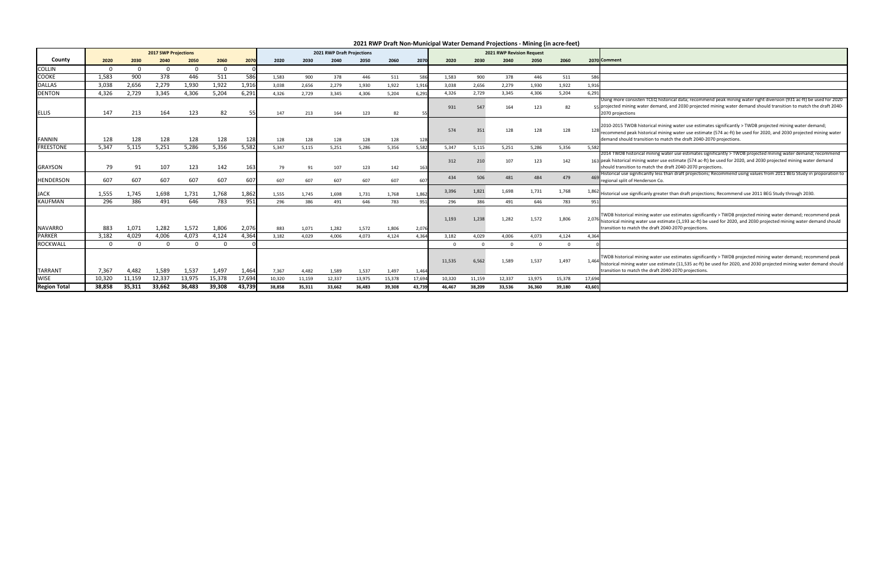# 2021 RWP Draft Non-Municipal Water Demand Projections - Mining (in acre-feet)

| County | 2017 SWP Projections | | | | | | 2021 RWP Draft Projections | | | | | | 2021 RWP Revision Request | | | | | | Comment |
|---|---|---|---|---|---|---|---|---|---|---|---|---|---|---|---|---|---|---|---|
| | 2020 | 2030 | 2040 | 2050 | 2060 | 2070 | 2020 | 2030 | 2040 | 2050 | 2060 | 2070 | 2020 | 2030 | 2040 | 2050 | 2060 | 2070 | |
| COLLIN | 0 | 0 | 0 | 0 | 0 | 0 | | | | | | | | | | | | | |
| COOKE | 1,583 | 900 | 378 | 446 | 511 | 586 | 1,583 | 900 | 378 | 446 | 511 | 586 | 1,583 | 900 | 378 | 446 | 511 | 586 | |
| DALLAS | 3,038 | 2,656 | 2,279 | 1,930 | 1,922 | 1,916 | 3,038 | 2,656 | 2,279 | 1,930 | 1,922 | 1,916 | 3,038 | 2,656 | 2,279 | 1,930 | 1,922 | 1,916 | |
| DENTON | 4,326 | 2,729 | 3,345 | 4,306 | 5,204 | 6,291 | 4,326 | 2,729 | 3,345 | 4,306 | 5,204 | 6,291 | 4,326 | 2,729 | 3,345 | 4,306 | 5,204 | 6,291 | |
| ELLIS | 147 | 213 | 164 | 123 | 82 | 55 | 147 | 213 | 164 | 123 | 82 | 55 | 931 | 547 | 164 | 123 | 82 | 55 | Using more consisten TCEQ historical data; recommend peak mining water right diversion (931 ac-ft) be used for 2020 projected mining water demand, and 2030 projected mining water demand should transition to match the draft 2040-2070 projections |
| FANNIN | 128 | 128 | 128 | 128 | 128 | 128 | 128 | 128 | 128 | 128 | 128 | 128 | 574 | 351 | 128 | 128 | 128 | 128 | 2010-2015 TWDB historical mining water use estimates significantly > TWDB projected mining water demand; recommend peak historical mining water use estimate (574 ac-ft) be used for 2020, and 2030 projected mining water demand should transition to match the draft 2040-2070 projections. |
| FREESTONE | 5,347 | 5,115 | 5,251 | 5,286 | 5,356 | 5,582 | 5,347 | 5,115 | 5,251 | 5,286 | 5,356 | 5,582 | 5,347 | 5,115 | 5,251 | 5,286 | 5,356 | 5,582 | |
| GRAYSON | 79 | 91 | 107 | 123 | 142 | 163 | 79 | 91 | 107 | 123 | 142 | 163 | 312 | 210 | 107 | 123 | 142 | 163 | 2014 TWDB historical mining water use estimates significantly > TWDB projected mining water demand; recommend peak historical mining water use estimate (574 ac-ft) be used for 2020, and 2030 projected mining water demand should transition to match the draft 2040-2070 projections. |
| HENDERSON | 607 | 607 | 607 | 607 | 607 | 607 | 607 | 607 | 607 | 607 | 607 | 607 | 434 | 506 | 481 | 484 | 479 | 469 | Historical use significanlty less than draft projections; Recommend using values from 2011 BEG Study in proporation to regional split of Henderson Co. |
| JACK | 1,555 | 1,745 | 1,698 | 1,731 | 1,768 | 1,862 | 1,555 | 1,745 | 1,698 | 1,731 | 1,768 | 1,862 | 3,396 | 1,821 | 1,698 | 1,731 | 1,768 | 1,862 | Historical use significanly greater than draft projections; Recommend use 2011 BEG Study through 2030. |
| KAUFMAN | 296 | 386 | 491 | 646 | 783 | 951 | 296 | 386 | 491 | 646 | 783 | 951 | 296 | 386 | 491 | 646 | 783 | 951 | |
| NAVARRO | 883 | 1,071 | 1,282 | 1,572 | 1,806 | 2,076 | 883 | 1,071 | 1,282 | 1,572 | 1,806 | 2,076 | 1,193 | 1,238 | 1,282 | 1,572 | 1,806 | 2,076 | TWDB historical mining water use estimates significantly > TWDB projected mining water demand; recommend peak historical mining water use estimate (1,193 ac-ft) be used for 2020, and 2030 projected mining water demand should transition to match the draft 2040-2070 projections. |
| PARKER | 3,182 | 4,029 | 4,006 | 4,073 | 4,124 | 4,364 | 3,182 | 4,029 | 4,006 | 4,073 | 4,124 | 4,364 | 3,182 | 4,029 | 4,006 | 4,073 | 4,124 | 4,364 | |
| ROCKWALL | 0 | 0 | 0 | 0 | 0 | 0 | | | | | | | 0 | 0 | 0 | 0 | 0 | 0 | |
| TARRANT | 7,367 | 4,482 | 1,589 | 1,537 | 1,497 | 1,464 | 7,367 | 4,482 | 1,589 | 1,537 | 1,497 | 1,464 | 11,535 | 6,562 | 1,589 | 1,537 | 1,497 | 1,464 | TWDB historical mining water use estimates significantly > TWDB projected mining water demand; recommend peak historical mining water use estimate (11,535 ac-ft) be used for 2020, and 2030 projected mining water demand should transition to match the draft 2040-2070 projections. |
| WISE | 10,320 | 11,159 | 12,337 | 13,975 | 15,378 | 17,694 | 10,320 | 11,159 | 12,337 | 13,975 | 15,378 | 17,694 | 10,320 | 11,159 | 12,337 | 13,975 | 15,378 | 17,694 | |
| **Region Total** | **38,858** | **35,311** | **33,662** | **36,483** | **39,308** | **43,739** | **38,858** | **35,311** | **33,662** | **36,483** | **39,308** | **43,739** | **46,467** | **38,209** | **33,536** | **36,360** | **39,180** | **43,601** | |